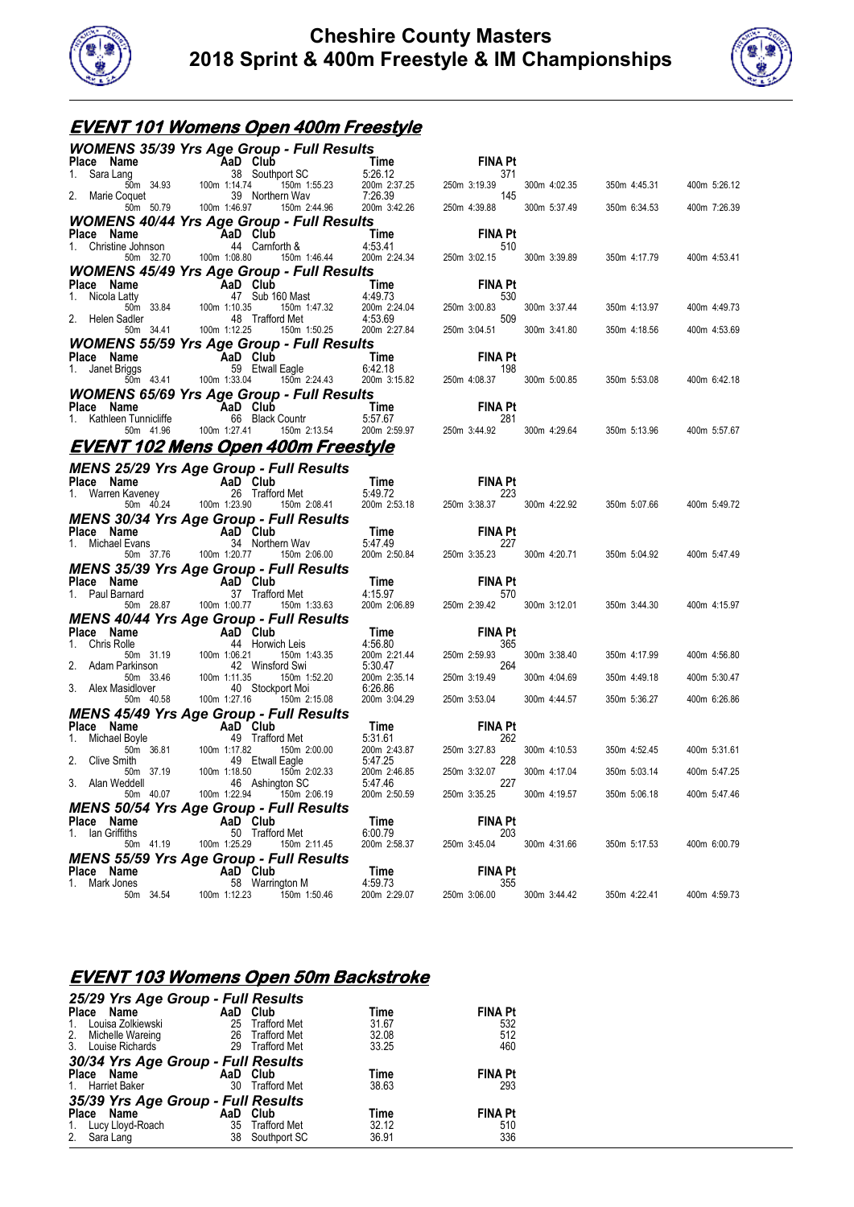# Cheshire County Masters
# 2018 Sprint & 400m Freestyle & IM Championships

## EVENT 101 Womens Open 400m Freestyle

### WOMENS 35/39 Yrs Age Group - Full Results

| Place | Name | AaD | Club | Time | FINA Pt | | | |
|---|---|---|---|---|---|---|---|---|
| 1. | Sara Lang | 38 | Southport SC | 5:26.12 | 371 | | | |
| | 50m 34.93 | 100m 1:14.74 | 150m 1:55.23 | 200m 2:37.25 | 250m 3:19.39 | 300m 4:02.35 | 350m 4:45.31 | 400m 5:26.12 |
| 2. | Marie Coquet | 39 | Northern Wav | 7:26.39 | 145 | | | |
| | 50m 50.79 | 100m 1:46.97 | 150m 2:44.96 | 200m 3:42.26 | 250m 4:39.88 | 300m 5:37.49 | 350m 6:34.53 | 400m 7:26.39 |

### WOMENS 40/44 Yrs Age Group - Full Results

| Place | Name | AaD | Club | Time | FINA Pt | | | |
|---|---|---|---|---|---|---|---|---|
| 1. | Christine Johnson | 44 | Carnforth & | 4:53.41 | 510 | | | |
| | 50m 32.70 | 100m 1:08.80 | 150m 1:46.44 | 200m 2:24.34 | 250m 3:02.15 | 300m 3:39.89 | 350m 4:17.79 | 400m 4:53.41 |

### WOMENS 45/49 Yrs Age Group - Full Results

| Place | Name | AaD | Club | Time | FINA Pt | | | |
|---|---|---|---|---|---|---|---|---|
| 1. | Nicola Latty | 47 | Sub 160 Mast | 4:49.73 | 530 | | | |
| | 50m 33.84 | 100m 1:10.35 | 150m 1:47.32 | 200m 2:24.04 | 250m 3:00.83 | 300m 3:37.44 | 350m 4:13.97 | 400m 4:49.73 |
| 2. | Helen Sadler | 48 | Trafford Met | 4:53.69 | 509 | | | |
| | 50m 34.41 | 100m 1:12.25 | 150m 1:50.25 | 200m 2:27.84 | 250m 3:04.51 | 300m 3:41.80 | 350m 4:18.56 | 400m 4:53.69 |

### WOMENS 55/59 Yrs Age Group - Full Results

| Place | Name | AaD | Club | Time | FINA Pt | | | |
|---|---|---|---|---|---|---|---|---|
| 1. | Janet Briggs | 59 | Etwall Eagle | 6:42.18 | 198 | | | |
| | 50m 43.41 | 100m 1:33.04 | 150m 2:24.43 | 200m 3:15.82 | 250m 4:08.37 | 300m 5:00.85 | 350m 5:53.08 | 400m 6:42.18 |

### WOMENS 65/69 Yrs Age Group - Full Results

| Place | Name | AaD | Club | Time | FINA Pt | | | |
|---|---|---|---|---|---|---|---|---|
| 1. | Kathleen Tunnicliffe | 66 | Black Countr | 5:57.67 | 281 | | | |
| | 50m 41.96 | 100m 1:27.41 | 150m 2:13.54 | 200m 2:59.97 | 250m 3:44.92 | 300m 4:29.64 | 350m 5:13.96 | 400m 5:57.67 |

## EVENT 102 Mens Open 400m Freestyle

### MENS 25/29 Yrs Age Group - Full Results

| Place | Name | AaD | Club | Time | FINA Pt | | | |
|---|---|---|---|---|---|---|---|---|
| 1. | Warren Kaveney | 26 | Trafford Met | 5:49.72 | 223 | | | |
| | 50m 40.24 | 100m 1:23.90 | 150m 2:08.41 | 200m 2:53.18 | 250m 3:38.37 | 300m 4:22.92 | 350m 5:07.66 | 400m 5:49.72 |

### MENS 30/34 Yrs Age Group - Full Results

| Place | Name | AaD | Club | Time | FINA Pt | | | |
|---|---|---|---|---|---|---|---|---|
| 1. | Michael Evans | 34 | Northern Wav | 5:47.49 | 227 | | | |
| | 50m 37.76 | 100m 1:20.77 | 150m 2:06.00 | 200m 2:50.84 | 250m 3:35.23 | 300m 4:20.71 | 350m 5:04.92 | 400m 5:47.49 |

### MENS 35/39 Yrs Age Group - Full Results

| Place | Name | AaD | Club | Time | FINA Pt | | | |
|---|---|---|---|---|---|---|---|---|
| 1. | Paul Barnard | 37 | Trafford Met | 4:15.97 | 570 | | | |
| | 50m 28.87 | 100m 1:00.77 | 150m 1:33.63 | 200m 2:06.89 | 250m 2:39.42 | 300m 3:12.01 | 350m 3:44.30 | 400m 4:15.97 |

### MENS 40/44 Yrs Age Group - Full Results

| Place | Name | AaD | Club | Time | FINA Pt | | | |
|---|---|---|---|---|---|---|---|---|
| 1. | Chris Rolle | 44 | Horwich Leis | 4:56.80 | 365 | | | |
| | 50m 31.19 | 100m 1:06.21 | 150m 1:43.35 | 200m 2:21.44 | 250m 2:59.93 | 300m 3:38.40 | 350m 4:17.99 | 400m 4:56.80 |
| 2. | Adam Parkinson | 42 | Winsford Swi | 5:30.47 | 264 | | | |
| | 50m 33.46 | 100m 1:11.35 | 150m 1:52.20 | 200m 2:35.14 | 250m 3:19.49 | 300m 4:04.69 | 350m 4:49.18 | 400m 5:30.47 |
| 3. | Alex Masidlover | 40 | Stockport Moi | 6:26.86 | | | | |
| | 50m 40.58 | 100m 1:27.16 | 150m 2:15.08 | 200m 3:04.29 | 250m 3:53.04 | 300m 4:44.57 | 350m 5:36.27 | 400m 6:26.86 |

### MENS 45/49 Yrs Age Group - Full Results

| Place | Name | AaD | Club | Time | FINA Pt | | | |
|---|---|---|---|---|---|---|---|---|
| 1. | Michael Boyle | 49 | Trafford Met | 5:31.61 | 262 | | | |
| | 50m 36.81 | 100m 1:17.82 | 150m 2:00.00 | 200m 2:43.87 | 250m 3:27.83 | 300m 4:10.53 | 350m 4:52.45 | 400m 5:31.61 |
| 2. | Clive Smith | 49 | Etwall Eagle | 5:47.25 | 228 | | | |
| | 50m 37.19 | 100m 1:18.50 | 150m 2:02.33 | 200m 2:46.85 | 250m 3:32.07 | 300m 4:17.04 | 350m 5:03.14 | 400m 5:47.25 |
| 3. | Alan Weddell | 46 | Ashington SC | 5:47.46 | 227 | | | |
| | 50m 40.07 | 100m 1:22.94 | 150m 2:06.19 | 200m 2:50.59 | 250m 3:35.25 | 300m 4:19.57 | 350m 5:06.18 | 400m 5:47.46 |

### MENS 50/54 Yrs Age Group - Full Results

| Place | Name | AaD | Club | Time | FINA Pt | | | |
|---|---|---|---|---|---|---|---|---|
| 1. | Ian Griffiths | 50 | Trafford Met | 6:00.79 | 203 | | | |
| | 50m 41.19 | 100m 1:25.29 | 150m 2:11.45 | 200m 2:58.37 | 250m 3:45.04 | 300m 4:31.66 | 350m 5:17.53 | 400m 6:00.79 |

### MENS 55/59 Yrs Age Group - Full Results

| Place | Name | AaD | Club | Time | FINA Pt | | | |
|---|---|---|---|---|---|---|---|---|
| 1. | Mark Jones | 58 | Warrington M | 4:59.73 | 355 | | | |
| | 50m 34.54 | 100m 1:12.23 | 150m 1:50.46 | 200m 2:29.07 | 250m 3:06.00 | 300m 3:44.42 | 350m 4:22.41 | 400m 4:59.73 |

## EVENT 103 Womens Open 50m Backstroke

### 25/29 Yrs Age Group - Full Results

| Place | Name | AaD | Club | Time | FINA Pt |
|---|---|---|---|---|---|
| 1. | Louisa Zolkiewski | 25 | Trafford Met | 31.67 | 532 |
| 2. | Michelle Wareing | 26 | Trafford Met | 32.08 | 512 |
| 3. | Louise Richards | 29 | Trafford Met | 33.25 | 460 |

### 30/34 Yrs Age Group - Full Results

| Place | Name | AaD | Club | Time | FINA Pt |
|---|---|---|---|---|---|
| 1. | Harriet Baker | 30 | Trafford Met | 38.63 | 293 |

### 35/39 Yrs Age Group - Full Results

| Place | Name | AaD | Club | Time | FINA Pt |
|---|---|---|---|---|---|
| 1. | Lucy Lloyd-Roach | 35 | Trafford Met | 32.12 | 510 |
| 2. | Sara Lang | 38 | Southport SC | 36.91 | 336 |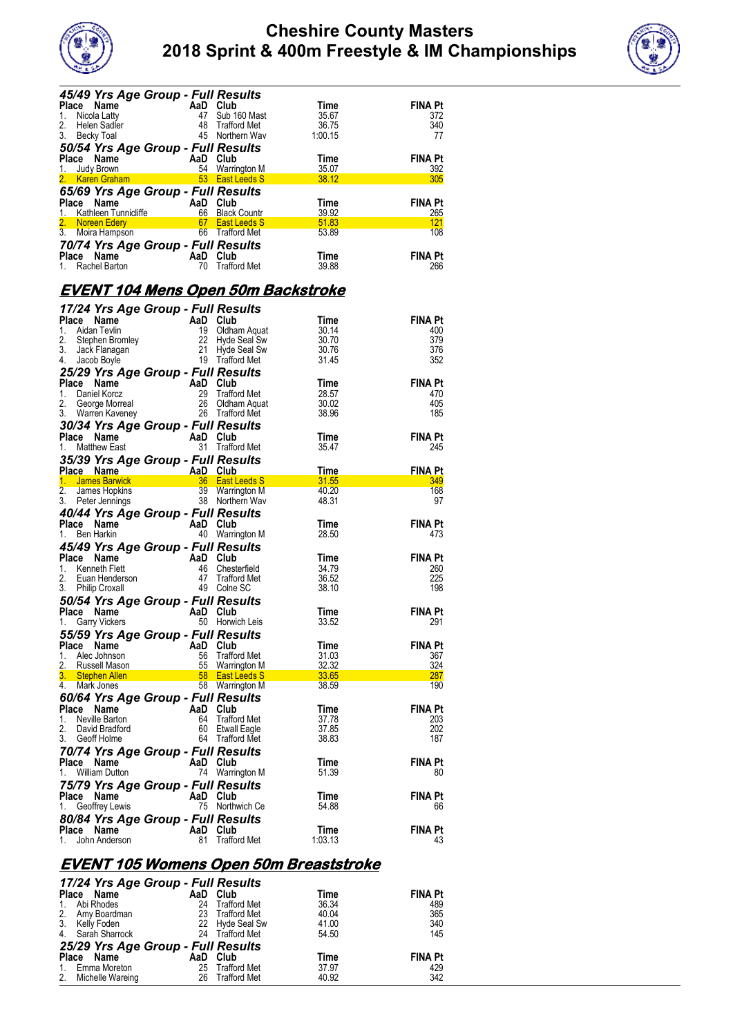# Cheshire County Masters
# 2018 Sprint & 400m Freestyle & IM Championships

### 45/49 Yrs Age Group - Full Results

| Place | Name | AaD | Club | Time | FINA Pt |
|---|---|---|---|---|---|
| 1. | Nicola Latty | 47 | Sub 160 Mast | 35.67 | 372 |
| 2. | Helen Sadler | 48 | Trafford Met | 36.75 | 340 |
| 3. | Becky Toal | 45 | Northern Wav | 1:00.15 | 77 |

### 50/54 Yrs Age Group - Full Results

| Place | Name | AaD | Club | Time | FINA Pt |
|---|---|---|---|---|---|
| 1. | Judy Brown | 54 | Warrington M | 35.07 | 392 |
| 2. | Karen Graham | 53 | East Leeds S | 38.12 | 305 |

### 65/69 Yrs Age Group - Full Results

| Place | Name | AaD | Club | Time | FINA Pt |
|---|---|---|---|---|---|
| 1. | Kathleen Tunnicliffe | 66 | Black Countr | 39.92 | 265 |
| 2. | Noreen Edery | 67 | East Leeds S | 51.83 | 121 |
| 3. | Moira Hampson | 66 | Trafford Met | 53.89 | 108 |

### 70/74 Yrs Age Group - Full Results

| Place | Name | AaD | Club | Time | FINA Pt |
|---|---|---|---|---|---|
| 1. | Rachel Barton | 70 | Trafford Met | 39.88 | 266 |

## EVENT 104 Mens Open 50m Backstroke

### 17/24 Yrs Age Group - Full Results

| Place | Name | AaD | Club | Time | FINA Pt |
|---|---|---|---|---|---|
| 1. | Aidan Tevlin | 19 | Oldham Aquat | 30.14 | 400 |
| 2. | Stephen Bromley | 22 | Hyde Seal Sw | 30.70 | 379 |
| 3. | Jack Flanagan | 21 | Hyde Seal Sw | 30.76 | 376 |
| 4. | Jacob Boyle | 19 | Trafford Met | 31.45 | 352 |

### 25/29 Yrs Age Group - Full Results

| Place | Name | AaD | Club | Time | FINA Pt |
|---|---|---|---|---|---|
| 1. | Daniel Korcz | 29 | Trafford Met | 28.57 | 470 |
| 2. | George Morreal | 26 | Oldham Aquat | 30.02 | 405 |
| 3. | Warren Kaveney | 26 | Trafford Met | 38.96 | 185 |

### 30/34 Yrs Age Group - Full Results

| Place | Name | AaD | Club | Time | FINA Pt |
|---|---|---|---|---|---|
| 1. | Matthew East | 31 | Trafford Met | 35.47 | 245 |

### 35/39 Yrs Age Group - Full Results

| Place | Name | AaD | Club | Time | FINA Pt |
|---|---|---|---|---|---|
| 1. | James Barwick | 36 | East Leeds S | 31.55 | 349 |
| 2. | James Hopkins | 39 | Warrington M | 40.20 | 168 |
| 3. | Peter Jennings | 38 | Northern Wav | 48.31 | 97 |

### 40/44 Yrs Age Group - Full Results

| Place | Name | AaD | Club | Time | FINA Pt |
|---|---|---|---|---|---|
| 1. | Ben Harkin | 40 | Warrington M | 28.50 | 473 |

### 45/49 Yrs Age Group - Full Results

| Place | Name | AaD | Club | Time | FINA Pt |
|---|---|---|---|---|---|
| 1. | Kenneth Flett | 46 | Chesterfield | 34.79 | 260 |
| 2. | Euan Henderson | 47 | Trafford Met | 36.52 | 225 |
| 3. | Philip Croxall | 49 | Colne SC | 38.10 | 198 |

### 50/54 Yrs Age Group - Full Results

| Place | Name | AaD | Club | Time | FINA Pt |
|---|---|---|---|---|---|
| 1. | Garry Vickers | 50 | Horwich Leis | 33.52 | 291 |

### 55/59 Yrs Age Group - Full Results

| Place | Name | AaD | Club | Time | FINA Pt |
|---|---|---|---|---|---|
| 1. | Alec Johnson | 56 | Trafford Met | 31.03 | 367 |
| 2. | Russell Mason | 55 | Warrington M | 32.32 | 324 |
| 3. | Stephen Allen | 58 | East Leeds S | 33.65 | 287 |
| 4. | Mark Jones | 58 | Warrington M | 38.59 | 190 |

### 60/64 Yrs Age Group - Full Results

| Place | Name | AaD | Club | Time | FINA Pt |
|---|---|---|---|---|---|
| 1. | Neville Barton | 64 | Trafford Met | 37.78 | 203 |
| 2. | David Bradford | 60 | Etwall Eagle | 37.85 | 202 |
| 3. | Geoff Holme | 64 | Trafford Met | 38.83 | 187 |

### 70/74 Yrs Age Group - Full Results

| Place | Name | AaD | Club | Time | FINA Pt |
|---|---|---|---|---|---|
| 1. | William Dutton | 74 | Warrington M | 51.39 | 80 |

### 75/79 Yrs Age Group - Full Results

| Place | Name | AaD | Club | Time | FINA Pt |
|---|---|---|---|---|---|
| 1. | Geoffrey Lewis | 75 | Northwich Ce | 54.88 | 66 |

### 80/84 Yrs Age Group - Full Results

| Place | Name | AaD | Club | Time | FINA Pt |
|---|---|---|---|---|---|
| 1. | John Anderson | 81 | Trafford Met | 1:03.13 | 43 |

## EVENT 105 Womens Open 50m Breaststroke

### 17/24 Yrs Age Group - Full Results

| Place | Name | AaD | Club | Time | FINA Pt |
|---|---|---|---|---|---|
| 1. | Abi Rhodes | 24 | Trafford Met | 36.34 | 489 |
| 2. | Amy Boardman | 23 | Trafford Met | 40.04 | 365 |
| 3. | Kelly Foden | 22 | Hyde Seal Sw | 41.00 | 340 |
| 4. | Sarah Sharrock | 24 | Trafford Met | 54.50 | 145 |

### 25/29 Yrs Age Group - Full Results

| Place | Name | AaD | Club | Time | FINA Pt |
|---|---|---|---|---|---|
| 1. | Emma Moreton | 25 | Trafford Met | 37.97 | 429 |
| 2. | Michelle Wareing | 26 | Trafford Met | 40.92 | 342 |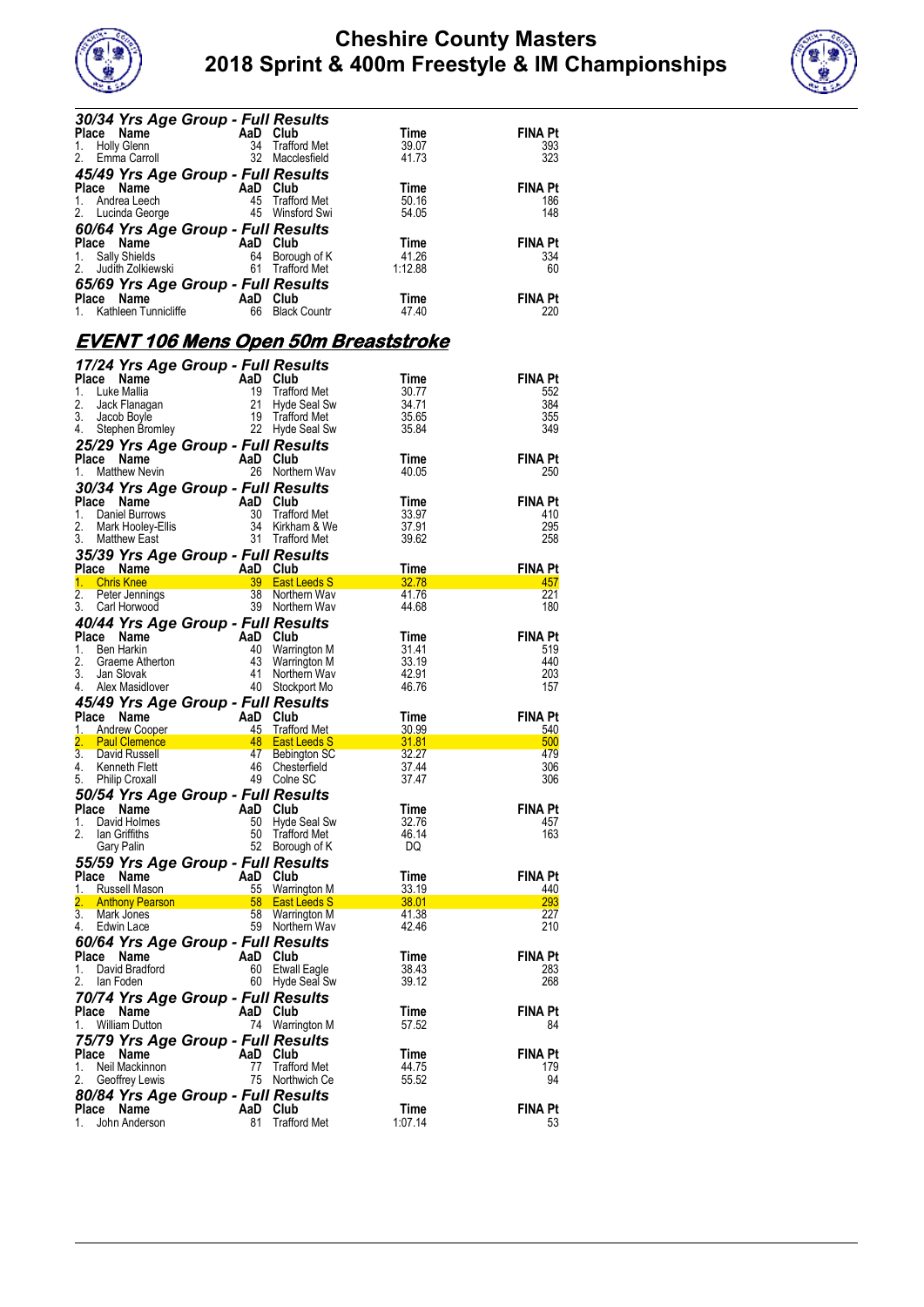# Cheshire County Masters
## 2018 Sprint & 400m Freestyle & IM Championships

### 30/34 Yrs Age Group - Full Results

| Place | Name | AaD | Club | Time | FINA Pt |
|---|---|---|---|---|---|
| 1. | Holly Glenn | 34 | Trafford Met | 39.07 | 393 |
| 2. | Emma Carroll | 32 | Macclesfield | 41.73 | 323 |

### 45/49 Yrs Age Group - Full Results

| Place | Name | AaD | Club | Time | FINA Pt |
|---|---|---|---|---|---|
| 1. | Andrea Leech | 45 | Trafford Met | 50.16 | 186 |
| 2. | Lucinda George | 45 | Winsford Swi | 54.05 | 148 |

### 60/64 Yrs Age Group - Full Results

| Place | Name | AaD | Club | Time | FINA Pt |
|---|---|---|---|---|---|
| 1. | Sally Shields | 64 | Borough of K | 41.26 | 334 |
| 2. | Judith Zolkiewski | 61 | Trafford Met | 1:12.88 | 60 |

### 65/69 Yrs Age Group - Full Results

| Place | Name | AaD | Club | Time | FINA Pt |
|---|---|---|---|---|---|
| 1. | Kathleen Tunnicliffe | 66 | Black Countr | 47.40 | 220 |

## EVENT 106 Mens Open 50m Breaststroke

### 17/24 Yrs Age Group - Full Results

| Place | Name | AaD | Club | Time | FINA Pt |
|---|---|---|---|---|---|
| 1. | Luke Mallia | 19 | Trafford Met | 30.77 | 552 |
| 2. | Jack Flanagan | 21 | Hyde Seal Sw | 34.71 | 384 |
| 3. | Jacob Boyle | 19 | Trafford Met | 35.65 | 355 |
| 4. | Stephen Bromley | 22 | Hyde Seal Sw | 35.84 | 349 |

### 25/29 Yrs Age Group - Full Results

| Place | Name | AaD | Club | Time | FINA Pt |
|---|---|---|---|---|---|
| 1. | Matthew Nevin | 26 | Northern Wav | 40.05 | 250 |

### 30/34 Yrs Age Group - Full Results

| Place | Name | AaD | Club | Time | FINA Pt |
|---|---|---|---|---|---|
| 1. | Daniel Burrows | 30 | Trafford Met | 33.97 | 410 |
| 2. | Mark Hooley-Ellis | 34 | Kirkham & We | 37.91 | 295 |
| 3. | Matthew East | 31 | Trafford Met | 39.62 | 258 |

### 35/39 Yrs Age Group - Full Results

| Place | Name | AaD | Club | Time | FINA Pt |
|---|---|---|---|---|---|
| 1. | Chris Knee | 39 | East Leeds S | 32.78 | 457 |
| 2. | Peter Jennings | 38 | Northern Wav | 41.76 | 221 |
| 3. | Carl Horwood | 39 | Northern Wav | 44.68 | 180 |

### 40/44 Yrs Age Group - Full Results

| Place | Name | AaD | Club | Time | FINA Pt |
|---|---|---|---|---|---|
| 1. | Ben Harkin | 40 | Warrington M | 31.41 | 519 |
| 2. | Graeme Atherton | 43 | Warrington M | 33.19 | 440 |
| 3. | Jan Slovak | 41 | Northern Wav | 42.91 | 203 |
| 4. | Alex Masidlover | 40 | Stockport Mo | 46.76 | 157 |

### 45/49 Yrs Age Group - Full Results

| Place | Name | AaD | Club | Time | FINA Pt |
|---|---|---|---|---|---|
| 1. | Andrew Cooper | 45 | Trafford Met | 30.99 | 540 |
| 2. | Paul Clemence | 48 | East Leeds S | 31.81 | 500 |
| 3. | David Russell | 47 | Bebington SC | 32.27 | 479 |
| 4. | Kenneth Flett | 46 | Chesterfield | 37.44 | 306 |
| 5. | Philip Croxall | 49 | Colne SC | 37.47 | 306 |

### 50/54 Yrs Age Group - Full Results

| Place | Name | AaD | Club | Time | FINA Pt |
|---|---|---|---|---|---|
| 1. | David Holmes | 50 | Hyde Seal Sw | 32.76 | 457 |
| 2. | Ian Griffiths | 50 | Trafford Met | 46.14 | 163 |
| | Gary Palin | 52 | Borough of K | DQ | |

### 55/59 Yrs Age Group - Full Results

| Place | Name | AaD | Club | Time | FINA Pt |
|---|---|---|---|---|---|
| 1. | Russell Mason | 55 | Warrington M | 33.19 | 440 |
| 2. | Anthony Pearson | 58 | East Leeds S | 38.01 | 293 |
| 3. | Mark Jones | 58 | Warrington M | 41.38 | 227 |
| 4. | Edwin Lace | 59 | Northern Wav | 42.46 | 210 |

### 60/64 Yrs Age Group - Full Results

| Place | Name | AaD | Club | Time | FINA Pt |
|---|---|---|---|---|---|
| 1. | David Bradford | 60 | Etwall Eagle | 38.43 | 283 |
| 2. | Ian Foden | 60 | Hyde Seal Sw | 39.12 | 268 |

### 70/74 Yrs Age Group - Full Results

| Place | Name | AaD | Club | Time | FINA Pt |
|---|---|---|---|---|---|
| 1. | William Dutton | 74 | Warrington M | 57.52 | 84 |

### 75/79 Yrs Age Group - Full Results

| Place | Name | AaD | Club | Time | FINA Pt |
|---|---|---|---|---|---|
| 1. | Neil Mackinnon | 77 | Trafford Met | 44.75 | 179 |
| 2. | Geoffrey Lewis | 75 | Northwich Ce | 55.52 | 94 |

### 80/84 Yrs Age Group - Full Results

| Place | Name | AaD | Club | Time | FINA Pt |
|---|---|---|---|---|---|
| 1. | John Anderson | 81 | Trafford Met | 1:07.14 | 53 |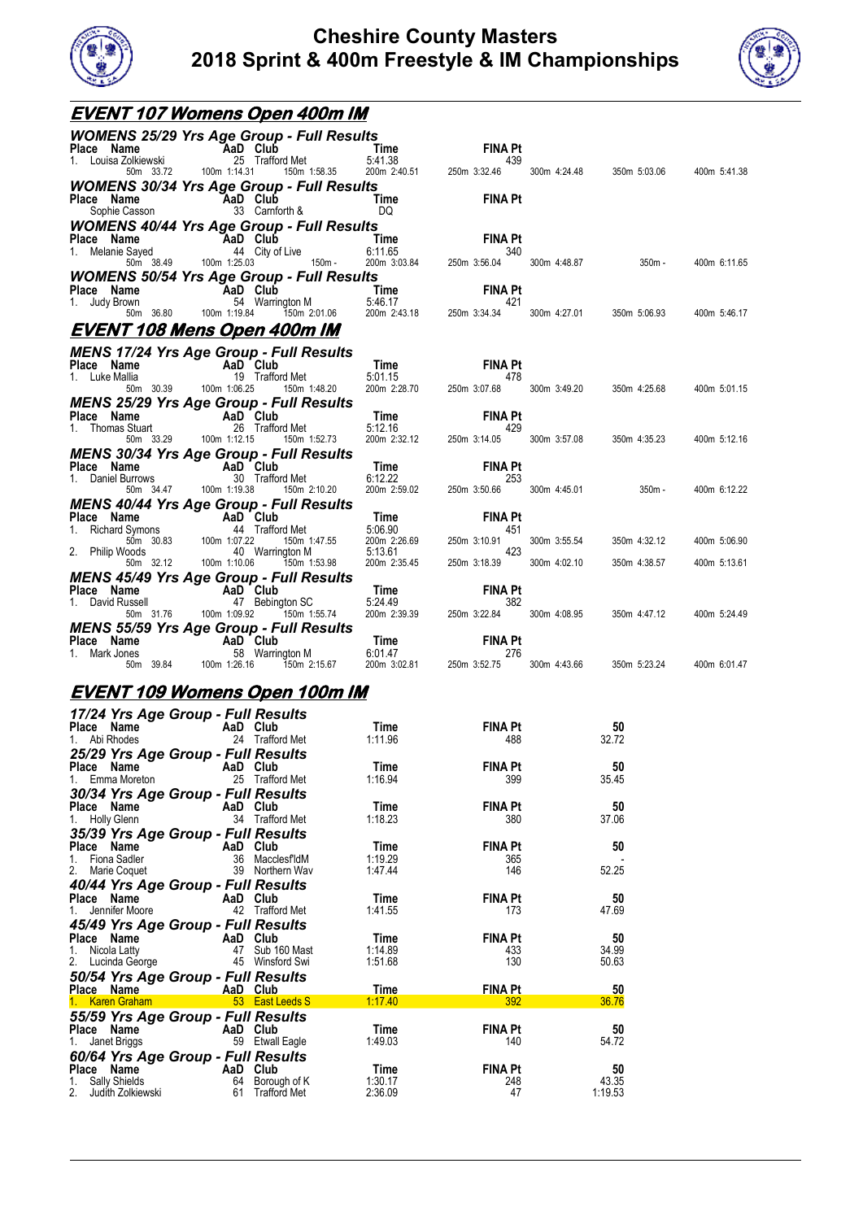# Cheshire County Masters
# 2018 Sprint & 400m Freestyle & IM Championships

## EVENT 107 Womens Open 400m IM

### WOMENS 25/29 Yrs Age Group - Full Results

| Place | Name | AaD | Club | Time | FINA Pt | | | |
|---|---|---|---|---|---|---|---|---|
| 1. | Louisa Zolkiewski | 25 | Trafford Met | 5:41.38 | 439 | | | |
| 50m 33.72 | 100m 1:14.31 | 150m 1:58.35 | | 200m 2:40.51 | 250m 3:32.46 | 300m 4:24.48 | 350m 5:03.06 | 400m 5:41.38 |

### WOMENS 30/34 Yrs Age Group - Full Results

| Place | Name | AaD | Club | Time | FINA Pt |
|---|---|---|---|---|---|
| | Sophie Casson | 33 | Carnforth & | DQ | |

### WOMENS 40/44 Yrs Age Group - Full Results

| Place | Name | AaD | Club | Time | FINA Pt | | | |
|---|---|---|---|---|---|---|---|---|
| 1. | Melanie Sayed | 44 | City of Live | 6:11.65 | 340 | | | |
| 50m 38.49 | 100m 1:25.03 | 150m - | | 200m 3:03.84 | 250m 3:56.04 | 300m 4:48.87 | 350m - | 400m 6:11.65 |

### WOMENS 50/54 Yrs Age Group - Full Results

| Place | Name | AaD | Club | Time | FINA Pt | | | |
|---|---|---|---|---|---|---|---|---|
| 1. | Judy Brown | 54 | Warrington M | 5:46.17 | 421 | | | |
| 50m 36.80 | 100m 1:19.84 | 150m 2:01.06 | | 200m 2:43.18 | 250m 3:34.34 | 300m 4:27.01 | 350m 5:06.93 | 400m 5:46.17 |

## EVENT 108 Mens Open 400m IM

### MENS 17/24 Yrs Age Group - Full Results

| Place | Name | AaD | Club | Time | FINA Pt | | | |
|---|---|---|---|---|---|---|---|---|
| 1. | Luke Mallia | 19 | Trafford Met | 5:01.15 | 478 | | | |
| 50m 30.39 | 100m 1:06.25 | 150m 1:48.20 | | 200m 2:28.70 | 250m 3:07.68 | 300m 3:49.20 | 350m 4:25.68 | 400m 5:01.15 |

### MENS 25/29 Yrs Age Group - Full Results

| Place | Name | AaD | Club | Time | FINA Pt | | | |
|---|---|---|---|---|---|---|---|---|
| 1. | Thomas Stuart | 26 | Trafford Met | 5:12.16 | 429 | | | |
| 50m 33.29 | 100m 1:12.15 | 150m 1:52.73 | | 200m 2:32.12 | 250m 3:14.05 | 300m 3:57.08 | 350m 4:35.23 | 400m 5:12.16 |

### MENS 30/34 Yrs Age Group - Full Results

| Place | Name | AaD | Club | Time | FINA Pt | | | |
|---|---|---|---|---|---|---|---|---|
| 1. | Daniel Burrows | 30 | Trafford Met | 6:12.22 | 253 | | | |
| 50m 34.47 | 100m 1:19.38 | 150m 2:10.20 | | 200m 2:59.02 | 250m 3:50.66 | 300m 4:45.01 | 350m - | 400m 6:12.22 |

### MENS 40/44 Yrs Age Group - Full Results

| Place | Name | AaD | Club | Time | FINA Pt | | | |
|---|---|---|---|---|---|---|---|---|
| 1. | Richard Symons | 44 | Trafford Met | 5:06.90 | 451 | | | |
| 50m 30.83 | 100m 1:07.22 | 150m 1:47.55 | | 200m 2:26.69 | 250m 3:10.91 | 300m 3:55.54 | 350m 4:32.12 | 400m 5:06.90 |
| 2. | Philip Woods | 40 | Warrington M | 5:13.61 | 423 | | | |
| 50m 32.12 | 100m 1:10.06 | 150m 1:53.98 | | 200m 2:35.45 | 250m 3:18.39 | 300m 4:02.10 | 350m 4:38.57 | 400m 5:13.61 |

### MENS 45/49 Yrs Age Group - Full Results

| Place | Name | AaD | Club | Time | FINA Pt | | | |
|---|---|---|---|---|---|---|---|---|
| 1. | David Russell | 47 | Bebington SC | 5:24.49 | 382 | | | |
| 50m 31.76 | 100m 1:09.92 | 150m 1:55.74 | | 200m 2:39.39 | 250m 3:22.84 | 300m 4:08.95 | 350m 4:47.12 | 400m 5:24.49 |

### MENS 55/59 Yrs Age Group - Full Results

| Place | Name | AaD | Club | Time | FINA Pt | | | |
|---|---|---|---|---|---|---|---|---|
| 1. | Mark Jones | 58 | Warrington M | 6:01.47 | 276 | | | |
| 50m 39.84 | 100m 1:26.16 | 150m 2:15.67 | | 200m 3:02.81 | 250m 3:52.75 | 300m 4:43.66 | 350m 5:23.24 | 400m 6:01.47 |

## EVENT 109 Womens Open 100m IM

### 17/24 Yrs Age Group - Full Results

| Place | Name | AaD | Club | Time | FINA Pt | 50 |
|---|---|---|---|---|---|---|
| 1. | Abi Rhodes | 24 | Trafford Met | 1:11.96 | 488 | 32.72 |

### 25/29 Yrs Age Group - Full Results

| Place | Name | AaD | Club | Time | FINA Pt | 50 |
|---|---|---|---|---|---|---|
| 1. | Emma Moreton | 25 | Trafford Met | 1:16.94 | 399 | 35.45 |

### 30/34 Yrs Age Group - Full Results

| Place | Name | AaD | Club | Time | FINA Pt | 50 |
|---|---|---|---|---|---|---|
| 1. | Holly Glenn | 34 | Trafford Met | 1:18.23 | 380 | 37.06 |

### 35/39 Yrs Age Group - Full Results

| Place | Name | AaD | Club | Time | FINA Pt | 50 |
|---|---|---|---|---|---|---|
| 1. | Fiona Sadler | 36 | Macclesf'ldM | 1:19.29 | 365 | - |
| 2. | Marie Coquet | 39 | Northern Wav | 1:47.44 | 146 | 52.25 |

### 40/44 Yrs Age Group - Full Results

| Place | Name | AaD | Club | Time | FINA Pt | 50 |
|---|---|---|---|---|---|---|
| 1. | Jennifer Moore | 42 | Trafford Met | 1:41.55 | 173 | 47.69 |

### 45/49 Yrs Age Group - Full Results

| Place | Name | AaD | Club | Time | FINA Pt | 50 |
|---|---|---|---|---|---|---|
| 1. | Nicola Latty | 47 | Sub 160 Mast | 1:14.89 | 433 | 34.99 |
| 2. | Lucinda George | 45 | Winsford Swi | 1:51.68 | 130 | 50.63 |

### 50/54 Yrs Age Group - Full Results

| Place | Name | AaD | Club | Time | FINA Pt | 50 |
|---|---|---|---|---|---|---|
| 1. | Karen Graham | 53 | East Leeds S | 1:17.40 | 392 | 36.76 |

### 55/59 Yrs Age Group - Full Results

| Place | Name | AaD | Club | Time | FINA Pt | 50 |
|---|---|---|---|---|---|---|
| 1. | Janet Briggs | 59 | Etwall Eagle | 1:49.03 | 140 | 54.72 |

### 60/64 Yrs Age Group - Full Results

| Place | Name | AaD | Club | Time | FINA Pt | 50 |
|---|---|---|---|---|---|---|
| 1. | Sally Shields | 64 | Borough of K | 1:30.17 | 248 | 43.35 |
| 2. | Judith Zolkiewski | 61 | Trafford Met | 2:36.09 | 47 | 1:19.53 |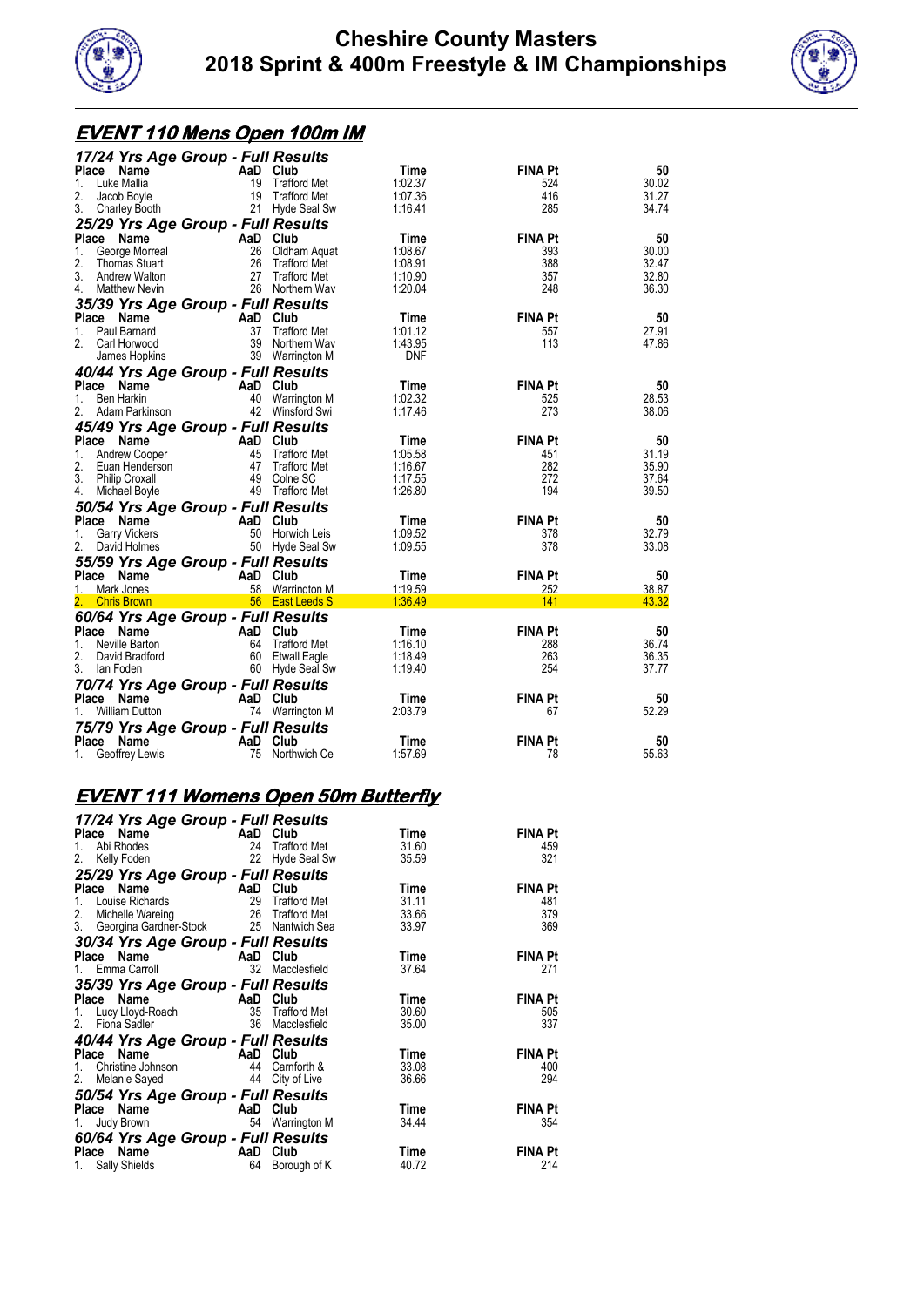# Cheshire County Masters
# 2018 Sprint & 400m Freestyle & IM Championships

## EVENT 110 Mens Open 100m IM

### 17/24 Yrs Age Group - Full Results

| Place | Name | AaD | Club | Time | FINA Pt | 50 |
|---|---|---|---|---|---|---|
| 1. | Luke Mallia | 19 | Trafford Met | 1:02.37 | 524 | 30.02 |
| 2. | Jacob Boyle | 19 | Trafford Met | 1:07.36 | 416 | 31.27 |
| 3. | Charley Booth | 21 | Hyde Seal Sw | 1:16.41 | 285 | 34.74 |

### 25/29 Yrs Age Group - Full Results

| Place | Name | AaD | Club | Time | FINA Pt | 50 |
|---|---|---|---|---|---|---|
| 1. | George Morreal | 26 | Oldham Aquat | 1:08.67 | 393 | 30.00 |
| 2. | Thomas Stuart | 26 | Trafford Met | 1:08.91 | 388 | 32.47 |
| 3. | Andrew Walton | 27 | Trafford Met | 1:10.90 | 357 | 32.80 |
| 4. | Matthew Nevin | 26 | Northern Wav | 1:20.04 | 248 | 36.30 |

### 35/39 Yrs Age Group - Full Results

| Place | Name | AaD | Club | Time | FINA Pt | 50 |
|---|---|---|---|---|---|---|
| 1. | Paul Barnard | 37 | Trafford Met | 1:01.12 | 557 | 27.91 |
| 2. | Carl Horwood | 39 | Northern Wav | 1:43.95 | 113 | 47.86 |
| | James Hopkins | 39 | Warrington M | DNF | | |

### 40/44 Yrs Age Group - Full Results

| Place | Name | AaD | Club | Time | FINA Pt | 50 |
|---|---|---|---|---|---|---|
| 1. | Ben Harkin | 40 | Warrington M | 1:02.32 | 525 | 28.53 |
| 2. | Adam Parkinson | 42 | Winsford Swi | 1:17.46 | 273 | 38.06 |

### 45/49 Yrs Age Group - Full Results

| Place | Name | AaD | Club | Time | FINA Pt | 50 |
|---|---|---|---|---|---|---|
| 1. | Andrew Cooper | 45 | Trafford Met | 1:05.58 | 451 | 31.19 |
| 2. | Euan Henderson | 47 | Trafford Met | 1:16.67 | 282 | 35.90 |
| 3. | Philip Croxall | 49 | Colne SC | 1:17.55 | 272 | 37.64 |
| 4. | Michael Boyle | 49 | Trafford Met | 1:26.80 | 194 | 39.50 |

### 50/54 Yrs Age Group - Full Results

| Place | Name | AaD | Club | Time | FINA Pt | 50 |
|---|---|---|---|---|---|---|
| 1. | Garry Vickers | 50 | Horwich Leis | 1:09.52 | 378 | 32.79 |
| 2. | David Holmes | 50 | Hyde Seal Sw | 1:09.55 | 378 | 33.08 |

### 55/59 Yrs Age Group - Full Results

| Place | Name | AaD | Club | Time | FINA Pt | 50 |
|---|---|---|---|---|---|---|
| 1. | Mark Jones | 58 | Warrington M | 1:19.59 | 252 | 38.87 |
| 2. | Chris Brown | 56 | East Leeds S | 1:36.49 | 141 | 43.32 |

### 60/64 Yrs Age Group - Full Results

| Place | Name | AaD | Club | Time | FINA Pt | 50 |
|---|---|---|---|---|---|---|
| 1. | Neville Barton | 64 | Trafford Met | 1:16.10 | 288 | 36.74 |
| 2. | David Bradford | 60 | Etwall Eagle | 1:18.49 | 263 | 36.35 |
| 3. | Ian Foden | 60 | Hyde Seal Sw | 1:19.40 | 254 | 37.77 |

### 70/74 Yrs Age Group - Full Results

| Place | Name | AaD | Club | Time | FINA Pt | 50 |
|---|---|---|---|---|---|---|
| 1. | William Dutton | 74 | Warrington M | 2:03.79 | 67 | 52.29 |

### 75/79 Yrs Age Group - Full Results

| Place | Name | AaD | Club | Time | FINA Pt | 50 |
|---|---|---|---|---|---|---|
| 1. | Geoffrey Lewis | 75 | Northwich Ce | 1:57.69 | 78 | 55.63 |

## EVENT 111 Womens Open 50m Butterfly

### 17/24 Yrs Age Group - Full Results

| Place | Name | AaD | Club | Time | FINA Pt |
|---|---|---|---|---|---|
| 1. | Abi Rhodes | 24 | Trafford Met | 31.60 | 459 |
| 2. | Kelly Foden | 22 | Hyde Seal Sw | 35.59 | 321 |

### 25/29 Yrs Age Group - Full Results

| Place | Name | AaD | Club | Time | FINA Pt |
|---|---|---|---|---|---|
| 1. | Louise Richards | 29 | Trafford Met | 31.11 | 481 |
| 2. | Michelle Wareing | 26 | Trafford Met | 33.66 | 379 |
| 3. | Georgina Gardner-Stock | 25 | Nantwich Sea | 33.97 | 369 |

### 30/34 Yrs Age Group - Full Results

| Place | Name | AaD | Club | Time | FINA Pt |
|---|---|---|---|---|---|
| 1. | Emma Carroll | 32 | Macclesfield | 37.64 | 271 |

### 35/39 Yrs Age Group - Full Results

| Place | Name | AaD | Club | Time | FINA Pt |
|---|---|---|---|---|---|
| 1. | Lucy Lloyd-Roach | 35 | Trafford Met | 30.60 | 505 |
| 2. | Fiona Sadler | 36 | Macclesfield | 35.00 | 337 |

### 40/44 Yrs Age Group - Full Results

| Place | Name | AaD | Club | Time | FINA Pt |
|---|---|---|---|---|---|
| 1. | Christine Johnson | 44 | Carnforth & | 33.08 | 400 |
| 2. | Melanie Sayed | 44 | City of Live | 36.66 | 294 |

### 50/54 Yrs Age Group - Full Results

| Place | Name | AaD | Club | Time | FINA Pt |
|---|---|---|---|---|---|
| 1. | Judy Brown | 54 | Warrington M | 34.44 | 354 |

### 60/64 Yrs Age Group - Full Results

| Place | Name | AaD | Club | Time | FINA Pt |
|---|---|---|---|---|---|
| 1. | Sally Shields | 64 | Borough of K | 40.72 | 214 |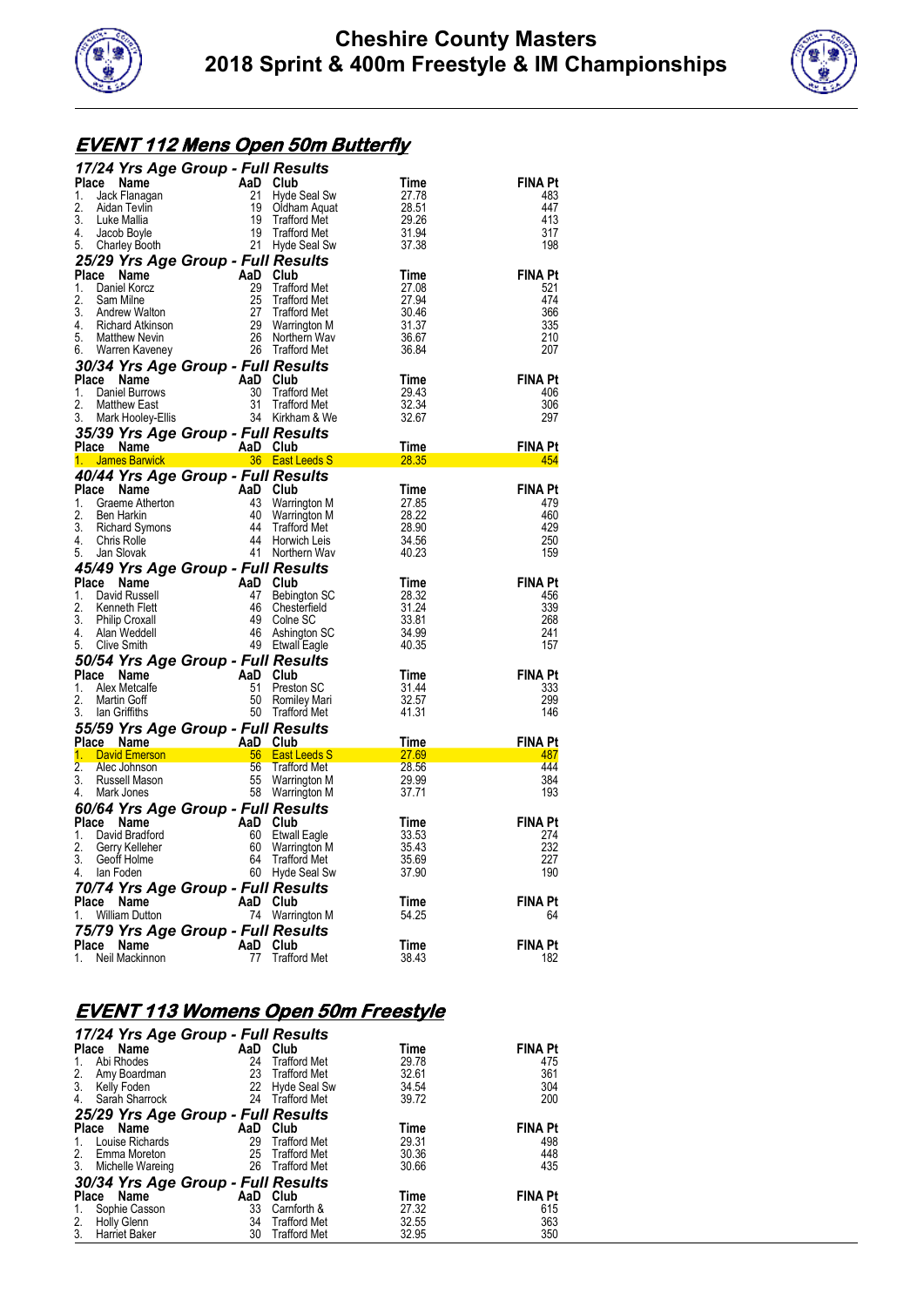# Cheshire County Masters
## 2018 Sprint & 400m Freestyle & IM Championships

## EVENT 112 Mens Open 50m Butterfly

### 17/24 Yrs Age Group - Full Results

| Place | Name | AaD | Club | Time | FINA Pt |
|---|---|---|---|---|---|
| 1. | Jack Flanagan | 21 | Hyde Seal Sw | 27.78 | 483 |
| 2. | Aidan Tevlin | 19 | Oldham Aquat | 28.51 | 447 |
| 3. | Luke Mallia | 19 | Trafford Met | 29.26 | 413 |
| 4. | Jacob Boyle | 19 | Trafford Met | 31.94 | 317 |
| 5. | Charley Booth | 21 | Hyde Seal Sw | 37.38 | 198 |

### 25/29 Yrs Age Group - Full Results

| Place | Name | AaD | Club | Time | FINA Pt |
|---|---|---|---|---|---|
| 1. | Daniel Korcz | 29 | Trafford Met | 27.08 | 521 |
| 2. | Sam Milne | 25 | Trafford Met | 27.94 | 474 |
| 3. | Andrew Walton | 27 | Trafford Met | 30.46 | 366 |
| 4. | Richard Atkinson | 29 | Warrington M | 31.37 | 335 |
| 5. | Matthew Nevin | 26 | Northern Wav | 36.67 | 210 |
| 6. | Warren Kaveney | 26 | Trafford Met | 36.84 | 207 |

### 30/34 Yrs Age Group - Full Results

| Place | Name | AaD | Club | Time | FINA Pt |
|---|---|---|---|---|---|
| 1. | Daniel Burrows | 30 | Trafford Met | 29.43 | 406 |
| 2. | Matthew East | 31 | Trafford Met | 32.34 | 306 |
| 3. | Mark Hooley-Ellis | 34 | Kirkham & We | 32.67 | 297 |

### 35/39 Yrs Age Group - Full Results

| Place | Name | AaD | Club | Time | FINA Pt |
|---|---|---|---|---|---|
| 1. | James Barwick | 36 | East Leeds S | 28.35 | 454 |

### 40/44 Yrs Age Group - Full Results

| Place | Name | AaD | Club | Time | FINA Pt |
|---|---|---|---|---|---|
| 1. | Graeme Atherton | 43 | Warrington M | 27.85 | 479 |
| 2. | Ben Harkin | 40 | Warrington M | 28.22 | 460 |
| 3. | Richard Symons | 44 | Trafford Met | 28.90 | 429 |
| 4. | Chris Rolle | 44 | Horwich Leis | 34.56 | 250 |
| 5. | Jan Slovak | 41 | Northern Wav | 40.23 | 159 |

### 45/49 Yrs Age Group - Full Results

| Place | Name | AaD | Club | Time | FINA Pt |
|---|---|---|---|---|---|
| 1. | David Russell | 47 | Bebington SC | 28.32 | 456 |
| 2. | Kenneth Flett | 46 | Chesterfield | 31.24 | 339 |
| 3. | Philip Croxall | 49 | Colne SC | 33.81 | 268 |
| 4. | Alan Weddell | 46 | Ashington SC | 34.99 | 241 |
| 5. | Clive Smith | 49 | Etwall Eagle | 40.35 | 157 |

### 50/54 Yrs Age Group - Full Results

| Place | Name | AaD | Club | Time | FINA Pt |
|---|---|---|---|---|---|
| 1. | Alex Metcalfe | 51 | Preston SC | 31.44 | 333 |
| 2. | Martin Goff | 50 | Romiley Mari | 32.57 | 299 |
| 3. | Ian Griffiths | 50 | Trafford Met | 41.31 | 146 |

### 55/59 Yrs Age Group - Full Results

| Place | Name | AaD | Club | Time | FINA Pt |
|---|---|---|---|---|---|
| 1. | David Emerson | 56 | East Leeds S | 27.69 | 487 |
| 2. | Alec Johnson | 56 | Trafford Met | 28.56 | 444 |
| 3. | Russell Mason | 55 | Warrington M | 29.99 | 384 |
| 4. | Mark Jones | 58 | Warrington M | 37.71 | 193 |

### 60/64 Yrs Age Group - Full Results

| Place | Name | AaD | Club | Time | FINA Pt |
|---|---|---|---|---|---|
| 1. | David Bradford | 60 | Etwall Eagle | 33.53 | 274 |
| 2. | Gerry Kelleher | 60 | Warrington M | 35.43 | 232 |
| 3. | Geoff Holme | 64 | Trafford Met | 35.69 | 227 |
| 4. | Ian Foden | 60 | Hyde Seal Sw | 37.90 | 190 |

### 70/74 Yrs Age Group - Full Results

| Place | Name | AaD | Club | Time | FINA Pt |
|---|---|---|---|---|---|
| 1. | William Dutton | 74 | Warrington M | 54.25 | 64 |

### 75/79 Yrs Age Group - Full Results

| Place | Name | AaD | Club | Time | FINA Pt |
|---|---|---|---|---|---|
| 1. | Neil Mackinnon | 77 | Trafford Met | 38.43 | 182 |

## EVENT 113 Womens Open 50m Freestyle

### 17/24 Yrs Age Group - Full Results

| Place | Name | AaD | Club | Time | FINA Pt |
|---|---|---|---|---|---|
| 1. | Abi Rhodes | 24 | Trafford Met | 29.78 | 475 |
| 2. | Amy Boardman | 23 | Trafford Met | 32.61 | 361 |
| 3. | Kelly Foden | 22 | Hyde Seal Sw | 34.54 | 304 |
| 4. | Sarah Sharrock | 24 | Trafford Met | 39.72 | 200 |

### 25/29 Yrs Age Group - Full Results

| Place | Name | AaD | Club | Time | FINA Pt |
|---|---|---|---|---|---|
| 1. | Louise Richards | 29 | Trafford Met | 29.31 | 498 |
| 2. | Emma Moreton | 25 | Trafford Met | 30.36 | 448 |
| 3. | Michelle Wareing | 26 | Trafford Met | 30.66 | 435 |

### 30/34 Yrs Age Group - Full Results

| Place | Name | AaD | Club | Time | FINA Pt |
|---|---|---|---|---|---|
| 1. | Sophie Casson | 33 | Carnforth & | 27.32 | 615 |
| 2. | Holly Glenn | 34 | Trafford Met | 32.55 | 363 |
| 3. | Harriet Baker | 30 | Trafford Met | 32.95 | 350 |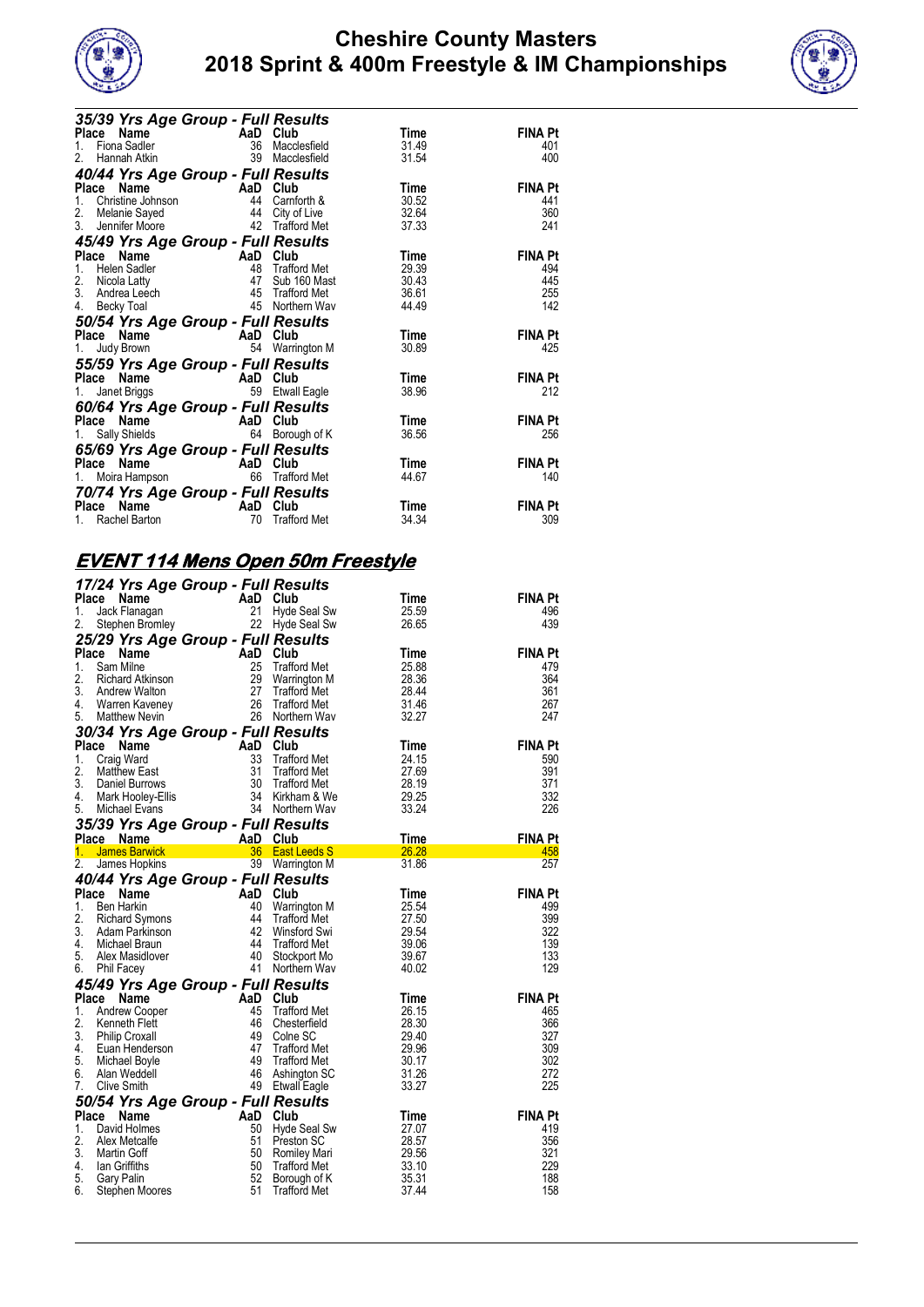# Cheshire County Masters
# 2018 Sprint & 400m Freestyle & IM Championships

### 35/39 Yrs Age Group - Full Results

| Place | Name | AaD | Club | Time | FINA Pt |
|---|---|---|---|---|---|
| 1. | Fiona Sadler | 36 | Macclesfield | 31.49 | 401 |
| 2. | Hannah Atkin | 39 | Macclesfield | 31.54 | 400 |

### 40/44 Yrs Age Group - Full Results

| Place | Name | AaD | Club | Time | FINA Pt |
|---|---|---|---|---|---|
| 1. | Christine Johnson | 44 | Carnforth & | 30.52 | 441 |
| 2. | Melanie Sayed | 44 | City of Live | 32.64 | 360 |
| 3. | Jennifer Moore | 42 | Trafford Met | 37.33 | 241 |

### 45/49 Yrs Age Group - Full Results

| Place | Name | AaD | Club | Time | FINA Pt |
|---|---|---|---|---|---|
| 1. | Helen Sadler | 48 | Trafford Met | 29.39 | 494 |
| 2. | Nicola Latty | 47 | Sub 160 Mast | 30.43 | 445 |
| 3. | Andrea Leech | 45 | Trafford Met | 36.61 | 255 |
| 4. | Becky Toal | 45 | Northern Wav | 44.49 | 142 |

### 50/54 Yrs Age Group - Full Results

| Place | Name | AaD | Club | Time | FINA Pt |
|---|---|---|---|---|---|
| 1. | Judy Brown | 54 | Warrington M | 30.89 | 425 |

### 55/59 Yrs Age Group - Full Results

| Place | Name | AaD | Club | Time | FINA Pt |
|---|---|---|---|---|---|
| 1. | Janet Briggs | 59 | Etwall Eagle | 38.96 | 212 |

### 60/64 Yrs Age Group - Full Results

| Place | Name | AaD | Club | Time | FINA Pt |
|---|---|---|---|---|---|
| 1. | Sally Shields | 64 | Borough of K | 36.56 | 256 |

### 65/69 Yrs Age Group - Full Results

| Place | Name | AaD | Club | Time | FINA Pt |
|---|---|---|---|---|---|
| 1. | Moira Hampson | 66 | Trafford Met | 44.67 | 140 |

### 70/74 Yrs Age Group - Full Results

| Place | Name | AaD | Club | Time | FINA Pt |
|---|---|---|---|---|---|
| 1. | Rachel Barton | 70 | Trafford Met | 34.34 | 309 |

## EVENT 114 Mens Open 50m Freestyle

### 17/24 Yrs Age Group - Full Results

| Place | Name | AaD | Club | Time | FINA Pt |
|---|---|---|---|---|---|
| 1. | Jack Flanagan | 21 | Hyde Seal Sw | 25.59 | 496 |
| 2. | Stephen Bromley | 22 | Hyde Seal Sw | 26.65 | 439 |

### 25/29 Yrs Age Group - Full Results

| Place | Name | AaD | Club | Time | FINA Pt |
|---|---|---|---|---|---|
| 1. | Sam Milne | 25 | Trafford Met | 25.88 | 479 |
| 2. | Richard Atkinson | 29 | Warrington M | 28.36 | 364 |
| 3. | Andrew Walton | 27 | Trafford Met | 28.44 | 361 |
| 4. | Warren Kaveney | 26 | Trafford Met | 31.46 | 267 |
| 5. | Matthew Nevin | 26 | Northern Wav | 32.27 | 247 |

### 30/34 Yrs Age Group - Full Results

| Place | Name | AaD | Club | Time | FINA Pt |
|---|---|---|---|---|---|
| 1. | Craig Ward | 33 | Trafford Met | 24.15 | 590 |
| 2. | Matthew East | 31 | Trafford Met | 27.69 | 391 |
| 3. | Daniel Burrows | 30 | Trafford Met | 28.19 | 371 |
| 4. | Mark Hooley-Ellis | 34 | Kirkham & We | 29.25 | 332 |
| 5. | Michael Evans | 34 | Northern Wav | 33.24 | 226 |

### 35/39 Yrs Age Group - Full Results

| Place | Name | AaD | Club | Time | FINA Pt |
|---|---|---|---|---|---|
| 1. | James Barwick | 36 | East Leeds S | 26.28 | 458 |
| 2. | James Hopkins | 39 | Warrington M | 31.86 | 257 |

### 40/44 Yrs Age Group - Full Results

| Place | Name | AaD | Club | Time | FINA Pt |
|---|---|---|---|---|---|
| 1. | Ben Harkin | 40 | Warrington M | 25.54 | 499 |
| 2. | Richard Symons | 44 | Trafford Met | 27.50 | 399 |
| 3. | Adam Parkinson | 42 | Winsford Swi | 29.54 | 322 |
| 4. | Michael Braun | 44 | Trafford Met | 39.06 | 139 |
| 5. | Alex Masidlover | 40 | Stockport Mo | 39.67 | 133 |
| 6. | Phil Facey | 41 | Northern Wav | 40.02 | 129 |

### 45/49 Yrs Age Group - Full Results

| Place | Name | AaD | Club | Time | FINA Pt |
|---|---|---|---|---|---|
| 1. | Andrew Cooper | 45 | Trafford Met | 26.15 | 465 |
| 2. | Kenneth Flett | 46 | Chesterfield | 28.30 | 366 |
| 3. | Philip Croxall | 49 | Colne SC | 29.40 | 327 |
| 4. | Euan Henderson | 47 | Trafford Met | 29.96 | 309 |
| 5. | Michael Boyle | 49 | Trafford Met | 30.17 | 302 |
| 6. | Alan Weddell | 46 | Ashington SC | 31.26 | 272 |
| 7. | Clive Smith | 49 | Etwall Eagle | 33.27 | 225 |

### 50/54 Yrs Age Group - Full Results

| Place | Name | AaD | Club | Time | FINA Pt |
|---|---|---|---|---|---|
| 1. | David Holmes | 50 | Hyde Seal Sw | 27.07 | 419 |
| 2. | Alex Metcalfe | 51 | Preston SC | 28.57 | 356 |
| 3. | Martin Goff | 50 | Romiley Mari | 29.56 | 321 |
| 4. | Ian Griffiths | 50 | Trafford Met | 33.10 | 229 |
| 5. | Gary Palin | 52 | Borough of K | 35.31 | 188 |
| 6. | Stephen Moores | 51 | Trafford Met | 37.44 | 158 |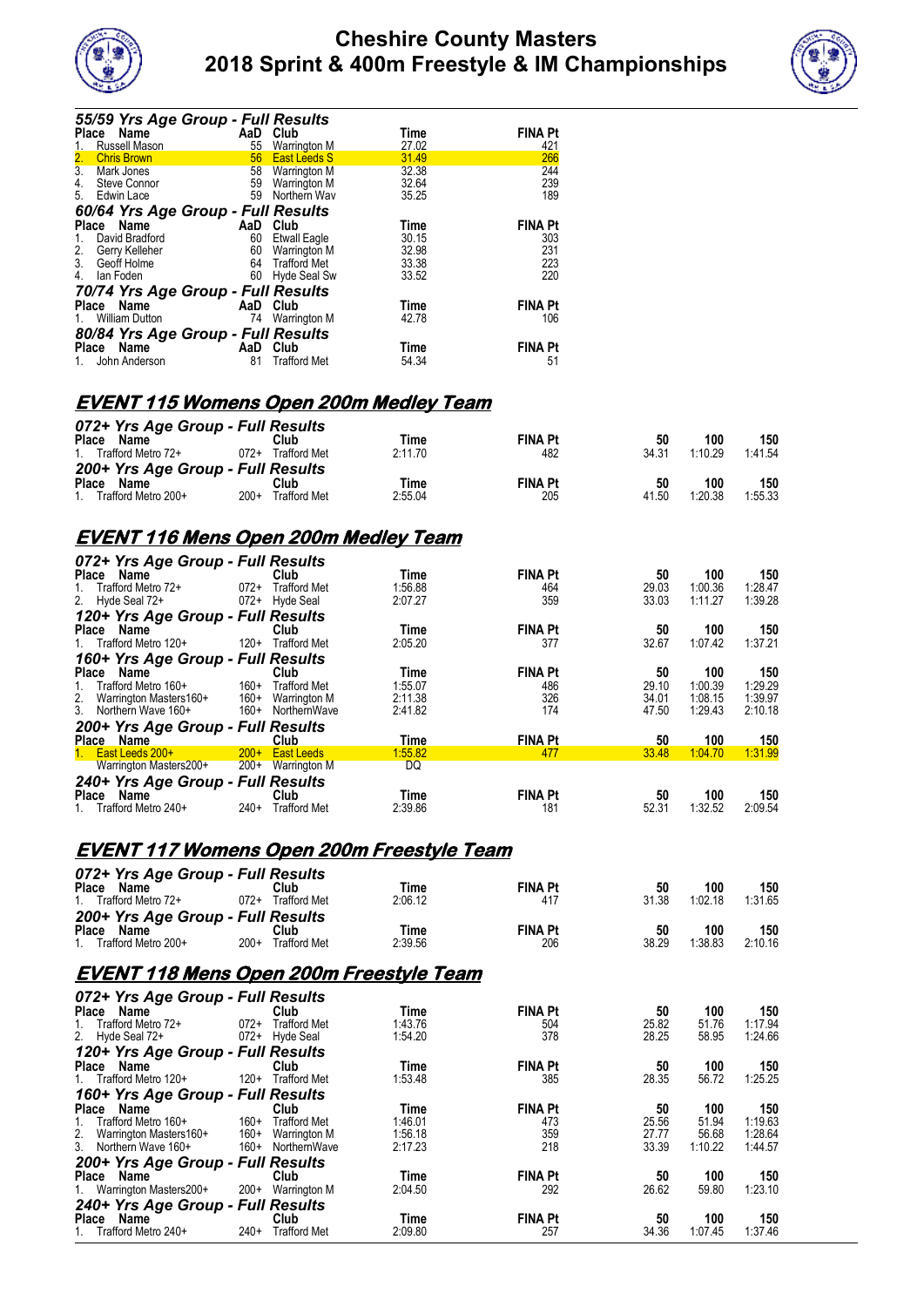### 55/59 Yrs Age Group - Full Results

| Place | Name | AaD | Club | Time | FINA Pt |
|---|---|---|---|---|---|
| 1. | Russell Mason | 55 | Warrington M | 27.02 | 421 |
| 2. | Chris Brown | 56 | East Leeds S | 31.49 | 266 |
| 3. | Mark Jones | 58 | Warrington M | 32.38 | 244 |
| 4. | Steve Connor | 59 | Warrington M | 32.64 | 239 |
| 5. | Edwin Lace | 59 | Northern Wav | 35.25 | 189 |

### 60/64 Yrs Age Group - Full Results

| Place | Name | AaD | Club | Time | FINA Pt |
|---|---|---|---|---|---|
| 1. | David Bradford | 60 | Etwall Eagle | 30.15 | 303 |
| 2. | Gerry Kelleher | 60 | Warrington M | 32.98 | 231 |
| 3. | Geoff Holme | 64 | Trafford Met | 33.38 | 223 |
| 4. | Ian Foden | 60 | Hyde Seal Sw | 33.52 | 220 |

### 70/74 Yrs Age Group - Full Results

| Place | Name | AaD | Club | Time | FINA Pt |
|---|---|---|---|---|---|
| 1. | William Dutton | 74 | Warrington M | 42.78 | 106 |

### 80/84 Yrs Age Group - Full Results

| Place | Name | AaD | Club | Time | FINA Pt |
|---|---|---|---|---|---|
| 1. | John Anderson | 81 | Trafford Met | 54.34 | 51 |

## EVENT 115 Womens Open 200m Medley Team

### 072+ Yrs Age Group - Full Results

| Place | Name | | Club | Time | FINA Pt | 50 | 100 | 150 |
|---|---|---|---|---|---|---|---|---|
| 1. | Trafford Metro 72+ | 072+ | Trafford Met | 2:11.70 | 482 | 34.31 | 1:10.29 | 1:41.54 |

### 200+ Yrs Age Group - Full Results

| Place | Name | | Club | Time | FINA Pt | 50 | 100 | 150 |
|---|---|---|---|---|---|---|---|---|
| 1. | Trafford Metro 200+ | 200+ | Trafford Met | 2:55.04 | 205 | 41.50 | 1:20.38 | 1:55.33 |

## EVENT 116 Mens Open 200m Medley Team

### 072+ Yrs Age Group - Full Results

| Place | Name | | Club | Time | FINA Pt | 50 | 100 | 150 |
|---|---|---|---|---|---|---|---|---|
| 1. | Trafford Metro 72+ | 072+ | Trafford Met | 1:56.88 | 464 | 29.03 | 1:00.36 | 1:28.47 |
| 2. | Hyde Seal 72+ | 072+ | Hyde Seal | 2:07.27 | 359 | 33.03 | 1:11.27 | 1:39.28 |

### 120+ Yrs Age Group - Full Results

| Place | Name | | Club | Time | FINA Pt | 50 | 100 | 150 |
|---|---|---|---|---|---|---|---|---|
| 1. | Trafford Metro 120+ | 120+ | Trafford Met | 2:05.20 | 377 | 32.67 | 1:07.42 | 1:37.21 |

### 160+ Yrs Age Group - Full Results

| Place | Name | | Club | Time | FINA Pt | 50 | 100 | 150 |
|---|---|---|---|---|---|---|---|---|
| 1. | Trafford Metro 160+ | 160+ | Trafford Met | 1:55.07 | 486 | 29.10 | 1:00.39 | 1:29.29 |
| 2. | Warrington Masters160+ | 160+ | Warrington M | 2:11.38 | 326 | 34.01 | 1:08.15 | 1:39.97 |
| 3. | Northern Wave 160+ | 160+ | NorthernWave | 2:41.82 | 174 | 47.50 | 1:29.43 | 2:10.18 |

### 200+ Yrs Age Group - Full Results

| Place | Name | | Club | Time | FINA Pt | 50 | 100 | 150 |
|---|---|---|---|---|---|---|---|---|
| 1. | East Leeds 200+ | 200+ | East Leeds | 1:55.82 | 477 | 33.48 | 1:04.70 | 1:31.99 |
| | Warrington Masters200+ | 200+ | Warrington M | DQ | | | | |

### 240+ Yrs Age Group - Full Results

| Place | Name | | Club | Time | FINA Pt | 50 | 100 | 150 |
|---|---|---|---|---|---|---|---|---|
| 1. | Trafford Metro 240+ | 240+ | Trafford Met | 2:39.86 | 181 | 52.31 | 1:32.52 | 2:09.54 |

## EVENT 117 Womens Open 200m Freestyle Team

### 072+ Yrs Age Group - Full Results

| Place | Name | | Club | Time | FINA Pt | 50 | 100 | 150 |
|---|---|---|---|---|---|---|---|---|
| 1. | Trafford Metro 72+ | 072+ | Trafford Met | 2:06.12 | 417 | 31.38 | 1:02.18 | 1:31.65 |

### 200+ Yrs Age Group - Full Results

| Place | Name | | Club | Time | FINA Pt | 50 | 100 | 150 |
|---|---|---|---|---|---|---|---|---|
| 1. | Trafford Metro 200+ | 200+ | Trafford Met | 2:39.56 | 206 | 38.29 | 1:38.83 | 2:10.16 |

## EVENT 118 Mens Open 200m Freestyle Team

### 072+ Yrs Age Group - Full Results

| Place | Name | | Club | Time | FINA Pt | 50 | 100 | 150 |
|---|---|---|---|---|---|---|---|---|
| 1. | Trafford Metro 72+ | 072+ | Trafford Met | 1:43.76 | 504 | 25.82 | 51.76 | 1:17.94 |
| 2. | Hyde Seal 72+ | 072+ | Hyde Seal | 1:54.20 | 378 | 28.25 | 58.95 | 1:24.66 |

### 120+ Yrs Age Group - Full Results

| Place | Name | | Club | Time | FINA Pt | 50 | 100 | 150 |
|---|---|---|---|---|---|---|---|---|
| 1. | Trafford Metro 120+ | 120+ | Trafford Met | 1:53.48 | 385 | 28.35 | 56.72 | 1:25.25 |

### 160+ Yrs Age Group - Full Results

| Place | Name | | Club | Time | FINA Pt | 50 | 100 | 150 |
|---|---|---|---|---|---|---|---|---|
| 1. | Trafford Metro 160+ | 160+ | Trafford Met | 1:46.01 | 473 | 25.56 | 51.94 | 1:19.63 |
| 2. | Warrington Masters160+ | 160+ | Warrington M | 1:56.18 | 359 | 27.77 | 56.68 | 1:28.64 |
| 3. | Northern Wave 160+ | 160+ | NorthernWave | 2:17.23 | 218 | 33.39 | 1:10.22 | 1:44.57 |

### 200+ Yrs Age Group - Full Results

| Place | Name | | Club | Time | FINA Pt | 50 | 100 | 150 |
|---|---|---|---|---|---|---|---|---|
| 1. | Warrington Masters200+ | 200+ | Warrington M | 2:04.50 | 292 | 26.62 | 59.80 | 1:23.10 |

### 240+ Yrs Age Group - Full Results

| Place | Name | | Club | Time | FINA Pt | 50 | 100 | 150 |
|---|---|---|---|---|---|---|---|---|
| 1. | Trafford Metro 240+ | 240+ | Trafford Met | 2:09.80 | 257 | 34.36 | 1:07.45 | 1:37.46 |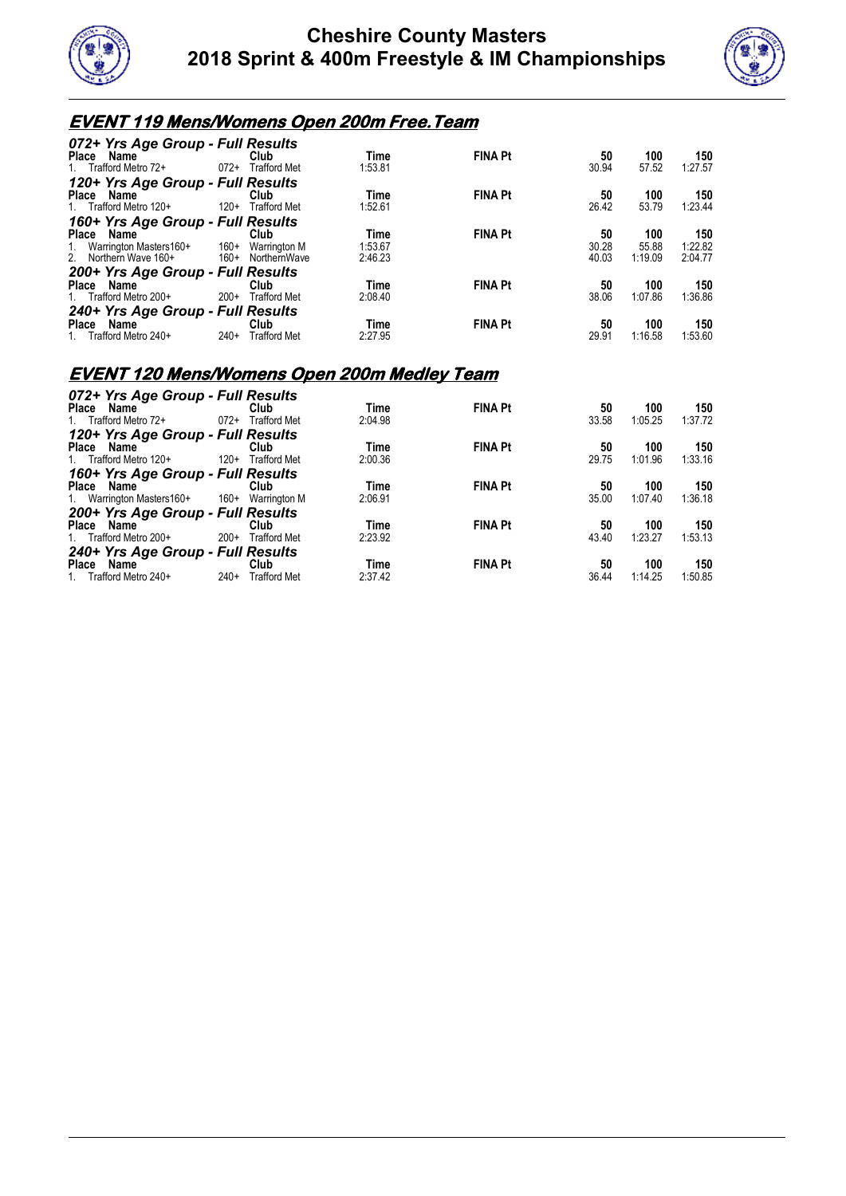# Cheshire County Masters
# 2018 Sprint & 400m Freestyle & IM Championships

## EVENT 119 Mens/Womens Open 200m Free.Team

### 072+ Yrs Age Group - Full Results

| Place | Name | | Club | Time | FINA Pt | 50 | 100 | 150 |
|---|---|---|---|---|---|---|---|---|
| 1. | Trafford Metro 72+ | 072+ | Trafford Met | 1:53.81 | | 30.94 | 57.52 | 1:27.57 |

### 120+ Yrs Age Group - Full Results

| Place | Name | | Club | Time | FINA Pt | 50 | 100 | 150 |
|---|---|---|---|---|---|---|---|---|
| 1. | Trafford Metro 120+ | 120+ | Trafford Met | 1:52.61 | | 26.42 | 53.79 | 1:23.44 |

### 160+ Yrs Age Group - Full Results

| Place | Name | | Club | Time | FINA Pt | 50 | 100 | 150 |
|---|---|---|---|---|---|---|---|---|
| 1. | Warrington Masters160+ | 160+ | Warrington M | 1:53.67 | | 30.28 | 55.88 | 1:22.82 |
| 2. | Northern Wave 160+ | 160+ | NorthernWave | 2:46.23 | | 40.03 | 1:19.09 | 2:04.77 |

### 200+ Yrs Age Group - Full Results

| Place | Name | | Club | Time | FINA Pt | 50 | 100 | 150 |
|---|---|---|---|---|---|---|---|---|
| 1. | Trafford Metro 200+ | 200+ | Trafford Met | 2:08.40 | | 38.06 | 1:07.86 | 1:36.86 |

### 240+ Yrs Age Group - Full Results

| Place | Name | | Club | Time | FINA Pt | 50 | 100 | 150 |
|---|---|---|---|---|---|---|---|---|
| 1. | Trafford Metro 240+ | 240+ | Trafford Met | 2:27.95 | | 29.91 | 1:16.58 | 1:53.60 |

## EVENT 120 Mens/Womens Open 200m Medley Team

### 072+ Yrs Age Group - Full Results

| Place | Name | | Club | Time | FINA Pt | 50 | 100 | 150 |
|---|---|---|---|---|---|---|---|---|
| 1. | Trafford Metro 72+ | 072+ | Trafford Met | 2:04.98 | | 33.58 | 1:05.25 | 1:37.72 |

### 120+ Yrs Age Group - Full Results

| Place | Name | | Club | Time | FINA Pt | 50 | 100 | 150 |
|---|---|---|---|---|---|---|---|---|
| 1. | Trafford Metro 120+ | 120+ | Trafford Met | 2:00.36 | | 29.75 | 1:01.96 | 1:33.16 |

### 160+ Yrs Age Group - Full Results

| Place | Name | | Club | Time | FINA Pt | 50 | 100 | 150 |
|---|---|---|---|---|---|---|---|---|
| 1. | Warrington Masters160+ | 160+ | Warrington M | 2:06.91 | | 35.00 | 1:07.40 | 1:36.18 |

### 200+ Yrs Age Group - Full Results

| Place | Name | | Club | Time | FINA Pt | 50 | 100 | 150 |
|---|---|---|---|---|---|---|---|---|
| 1. | Trafford Metro 200+ | 200+ | Trafford Met | 2:23.92 | | 43.40 | 1:23.27 | 1:53.13 |

### 240+ Yrs Age Group - Full Results

| Place | Name | | Club | Time | FINA Pt | 50 | 100 | 150 |
|---|---|---|---|---|---|---|---|---|
| 1. | Trafford Metro 240+ | 240+ | Trafford Met | 2:37.42 | | 36.44 | 1:14.25 | 1:50.85 |